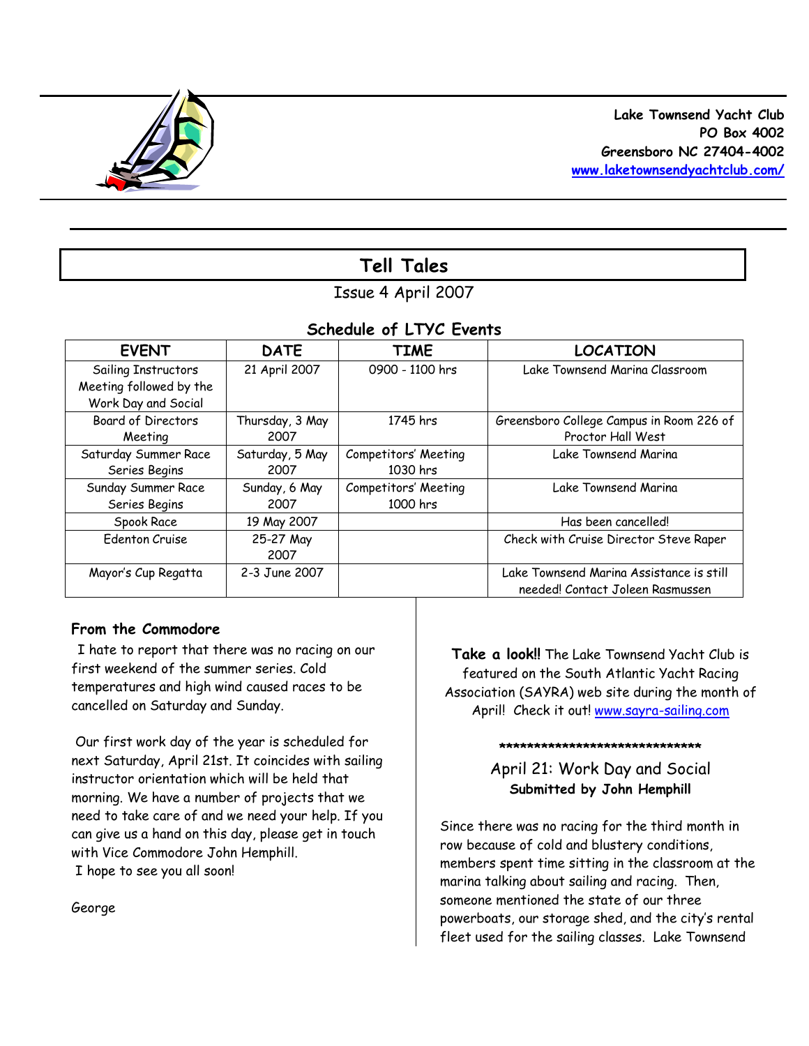Lake Townsend Yacht Club
PO Box 4002
Greensboro NC 27404-4002
[www.laketownsendyachtclub.com/](http://www.laketownsendyachtclub.com/)

# Tell Tales

Issue 4 April 2007

## Schedule of LTYC Events

| EVENT | DATE | TIME | LOCATION |
|---|---|---|---|
| Sailing Instructors Meeting followed by the Work Day and Social | 21 April 2007 | 0900 - 1100 hrs | Lake Townsend Marina Classroom |
| Board of Directors Meeting | Thursday, 3 May 2007 | 1745 hrs | Greensboro College Campus in Room 226 of Proctor Hall West |
| Saturday Summer Race Series Begins | Saturday, 5 May 2007 | Competitors' Meeting 1030 hrs | Lake Townsend Marina |
| Sunday Summer Race Series Begins | Sunday, 6 May 2007 | Competitors' Meeting 1000 hrs | Lake Townsend Marina |
| Spook Race | 19 May 2007 | | Has been cancelled! |
| Edenton Cruise | 25-27 May 2007 | | Check with Cruise Director Steve Raper |
| Mayor's Cup Regatta | 2-3 June 2007 | | Lake Townsend Marina Assistance is still needed! Contact Joleen Rasmussen |

### From the Commodore

I hate to report that there was no racing on our first weekend of the summer series. Cold temperatures and high wind caused races to be cancelled on Saturday and Sunday.

Our first work day of the year is scheduled for next Saturday, April 21st. It coincides with sailing instructor orientation which will be held that morning. We have a number of projects that we need to take care of and we need your help. If you can give us a hand on this day, please get in touch with Vice Commodore John Hemphill.

I hope to see you all soon!

George

**Take a look!!** The Lake Townsend Yacht Club is featured on the South Atlantic Yacht Racing Association (SAYRA) web site during the month of April! Check it out! [www.sayra-sailing.com](http://www.sayra-sailing.com)

*******************************

### April 21: Work Day and Social

**Submitted by John Hemphill**

Since there was no racing for the third month in row because of cold and blustery conditions, members spent time sitting in the classroom at the marina talking about sailing and racing. Then, someone mentioned the state of our three powerboats, our storage shed, and the city's rental fleet used for the sailing classes. Lake Townsend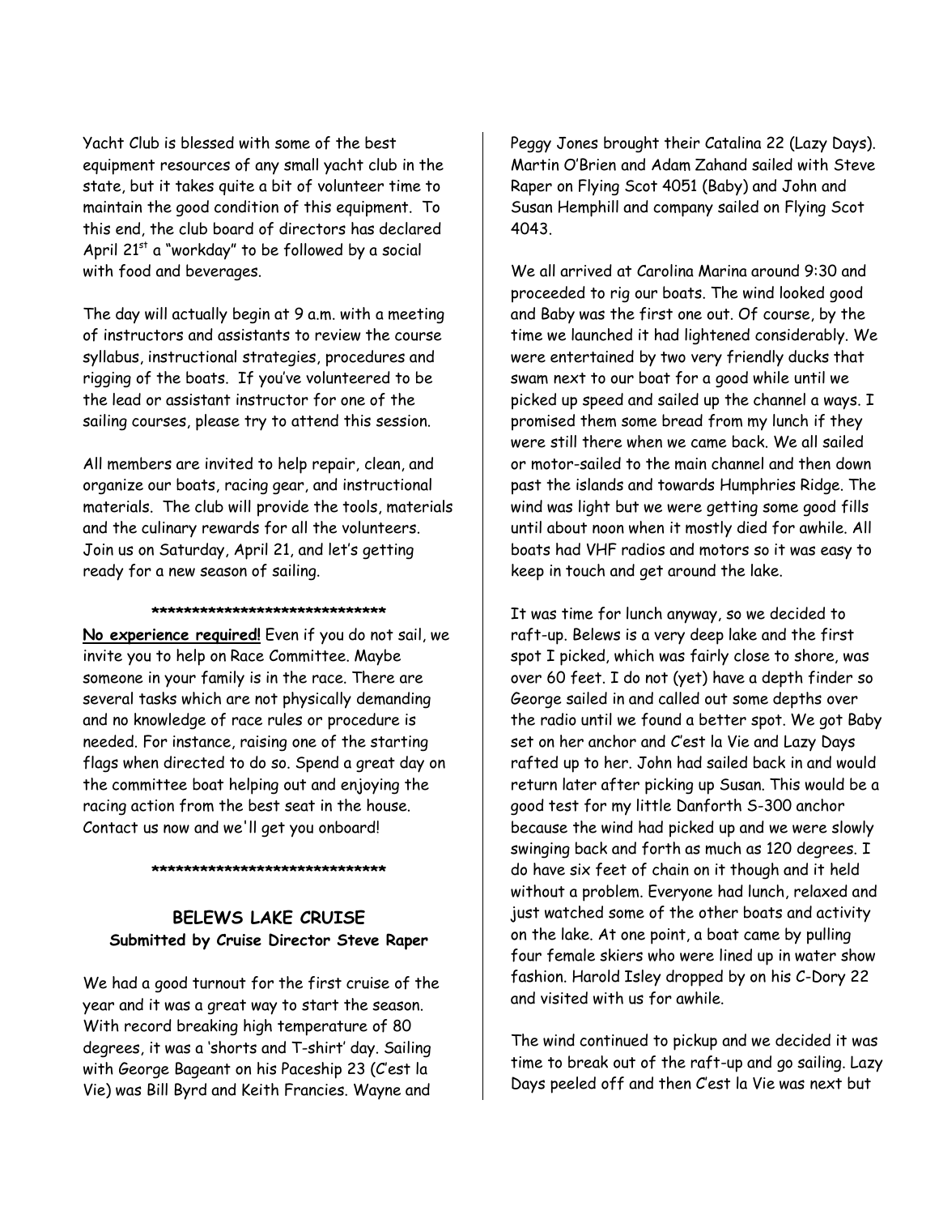Yacht Club is blessed with some of the best equipment resources of any small yacht club in the state, but it takes quite a bit of volunteer time to maintain the good condition of this equipment. To this end, the club board of directors has declared April 21st a "workday" to be followed by a social with food and beverages.

The day will actually begin at 9 a.m. with a meeting of instructors and assistants to review the course syllabus, instructional strategies, procedures and rigging of the boats. If you've volunteered to be the lead or assistant instructor for one of the sailing courses, please try to attend this session.

All members are invited to help repair, clean, and organize our boats, racing gear, and instructional materials. The club will provide the tools, materials and the culinary rewards for all the volunteers. Join us on Saturday, April 21, and let's getting ready for a new season of sailing.

******************************

**No experience required!** Even if you do not sail, we invite you to help on Race Committee. Maybe someone in your family is in the race. There are several tasks which are not physically demanding and no knowledge of race rules or procedure is needed. For instance, raising one of the starting flags when directed to do so. Spend a great day on the committee boat helping out and enjoying the racing action from the best seat in the house. Contact us now and we'll get you onboard!

******************************

## BELEWS LAKE CRUISE

**Submitted by Cruise Director Steve Raper**

We had a good turnout for the first cruise of the year and it was a great way to start the season. With record breaking high temperature of 80 degrees, it was a 'shorts and T-shirt' day. Sailing with George Bageant on his Paceship 23 (C'est la Vie) was Bill Byrd and Keith Francies. Wayne and Peggy Jones brought their Catalina 22 (Lazy Days). Martin O'Brien and Adam Zahand sailed with Steve Raper on Flying Scot 4051 (Baby) and John and Susan Hemphill and company sailed on Flying Scot 4043.

We all arrived at Carolina Marina around 9:30 and proceeded to rig our boats. The wind looked good and Baby was the first one out. Of course, by the time we launched it had lightened considerably. We were entertained by two very friendly ducks that swam next to our boat for a good while until we picked up speed and sailed up the channel a ways. I promised them some bread from my lunch if they were still there when we came back. We all sailed or motor-sailed to the main channel and then down past the islands and towards Humphries Ridge. The wind was light but we were getting some good fills until about noon when it mostly died for awhile. All boats had VHF radios and motors so it was easy to keep in touch and get around the lake.

It was time for lunch anyway, so we decided to raft-up. Belews is a very deep lake and the first spot I picked, which was fairly close to shore, was over 60 feet. I do not (yet) have a depth finder so George sailed in and called out some depths over the radio until we found a better spot. We got Baby set on her anchor and C'est la Vie and Lazy Days rafted up to her. John had sailed back in and would return later after picking up Susan. This would be a good test for my little Danforth S-300 anchor because the wind had picked up and we were slowly swinging back and forth as much as 120 degrees. I do have six feet of chain on it though and it held without a problem. Everyone had lunch, relaxed and just watched some of the other boats and activity on the lake. At one point, a boat came by pulling four female skiers who were lined up in water show fashion. Harold Isley dropped by on his C-Dory 22 and visited with us for awhile.

The wind continued to pickup and we decided it was time to break out of the raft-up and go sailing. Lazy Days peeled off and then C'est la Vie was next but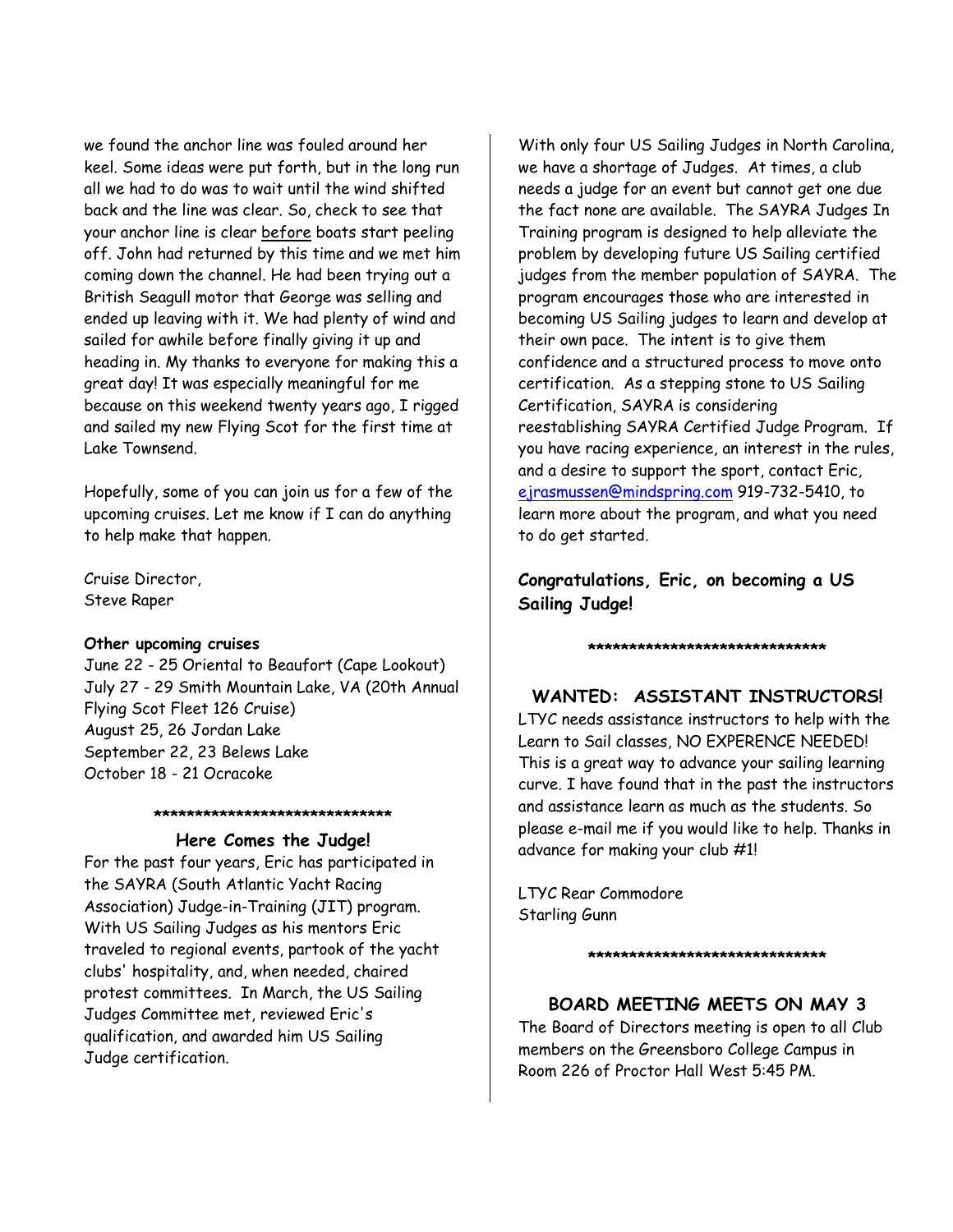we found the anchor line was fouled around her keel. Some ideas were put forth, but in the long run all we had to do was to wait until the wind shifted back and the line was clear. So, check to see that your anchor line is clear before boats start peeling off. John had returned by this time and we met him coming down the channel. He had been trying out a British Seagull motor that George was selling and ended up leaving with it. We had plenty of wind and sailed for awhile before finally giving it up and heading in. My thanks to everyone for making this a great day! It was especially meaningful for me because on this weekend twenty years ago, I rigged and sailed my new Flying Scot for the first time at Lake Townsend.

Hopefully, some of you can join us for a few of the upcoming cruises. Let me know if I can do anything to help make that happen.

Cruise Director,
Steve Raper

**Other upcoming cruises**

June 22 - 25 Oriental to Beaufort (Cape Lookout)
July 27 - 29 Smith Mountain Lake, VA (20th Annual Flying Scot Fleet 126 Cruise)
August 25, 26 Jordan Lake
September 22, 23 Belews Lake
October 18 - 21 Ocracoke

******************************

### Here Comes the Judge!

For the past four years, Eric has participated in the SAYRA (South Atlantic Yacht Racing Association) Judge-in-Training (JIT) program. With US Sailing Judges as his mentors Eric traveled to regional events, partook of the yacht clubs' hospitality, and, when needed, chaired protest committees. In March, the US Sailing Judges Committee met, reviewed Eric's qualification, and awarded him US Sailing Judge certification.

With only four US Sailing Judges in North Carolina, we have a shortage of Judges. At times, a club needs a judge for an event but cannot get one due the fact none are available. The SAYRA Judges In Training program is designed to help alleviate the problem by developing future US Sailing certified judges from the member population of SAYRA. The program encourages those who are interested in becoming US Sailing judges to learn and develop at their own pace. The intent is to give them confidence and a structured process to move onto certification. As a stepping stone to US Sailing Certification, SAYRA is considering reestablishing SAYRA Certified Judge Program. If you have racing experience, an interest in the rules, and a desire to support the sport, contact Eric, ejrasmussen@mindspring.com 919-732-5410, to learn more about the program, and what you need to do get started.

**Congratulations, Eric, on becoming a US Sailing Judge!**

******************************

### WANTED: ASSISTANT INSTRUCTORS!

LTYC needs assistance instructors to help with the Learn to Sail classes, NO EXPERENCE NEEDED! This is a great way to advance your sailing learning curve. I have found that in the past the instructors and assistance learn as much as the students. So please e-mail me if you would like to help. Thanks in advance for making your club #1!

LTYC Rear Commodore
Starling Gunn

******************************

### BOARD MEETING MEETS ON MAY 3

The Board of Directors meeting is open to all Club members on the Greensboro College Campus in Room 226 of Proctor Hall West 5:45 PM.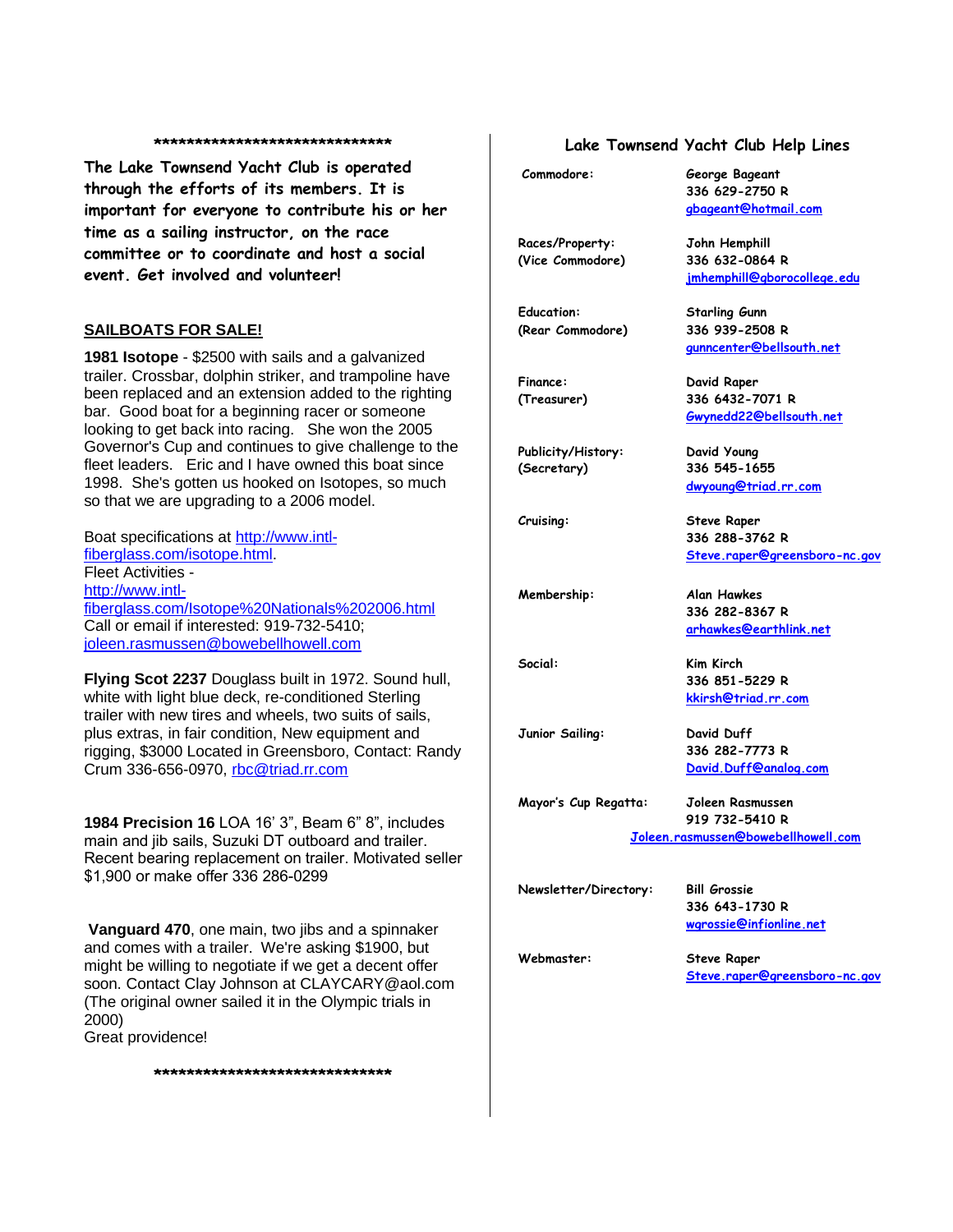*******************************

**The Lake Townsend Yacht Club is operated through the efforts of its members. It is important for everyone to contribute his or her time as a sailing instructor, on the race committee or to coordinate and host a social event. Get involved and volunteer!**

## SAILBOATS FOR SALE!

**1981 Isotope** - $2500 with sails and a galvanized trailer. Crossbar, dolphin striker, and trampoline have been replaced and an extension added to the righting bar. Good boat for a beginning racer or someone looking to get back into racing. She won the 2005 Governor's Cup and continues to give challenge to the fleet leaders. Eric and I have owned this boat since 1998. She's gotten us hooked on Isotopes, so much so that we are upgrading to a 2006 model.

Boat specifications at http://www.intl-fiberglass.com/isotope.html.
Fleet Activities -
http://www.intl-fiberglass.com/Isotope%20Nationals%202006.html
Call or email if interested: 919-732-5410; joleen.rasmussen@bowebellhowell.com

**Flying Scot 2237** Douglass built in 1972. Sound hull, white with light blue deck, re-conditioned Sterling trailer with new tires and wheels, two suits of sails, plus extras, in fair condition, New equipment and rigging, $3000 Located in Greensboro, Contact: Randy Crum 336-656-0970, rbc@triad.rr.com

**1984 Precision 16** LOA 16' 3", Beam 6" 8", includes main and jib sails, Suzuki DT outboard and trailer. Recent bearing replacement on trailer. Motivated seller $1,900 or make offer 336 286-0299

**Vanguard 470**, one main, two jibs and a spinnaker and comes with a trailer. We're asking $1900, but might be willing to negotiate if we get a decent offer soon. Contact Clay Johnson at CLAYCARY@aol.com (The original owner sailed it in the Olympic trials in 2000)
Great providence!

*******************************

## Lake Townsend Yacht Club Help Lines

| Position | Contact |
|---|---|
| Commodore: | George Bageant<br>336 629-2750 R<br>gbageant@hotmail.com |
| Races/Property:<br>(Vice Commodore) | John Hemphill<br>336 632-0864 R<br>jmhemphill@gborocollege.edu |
| Education:<br>(Rear Commodore) | Starling Gunn<br>336 939-2508 R<br>gunncenter@bellsouth.net |
| Finance:<br>(Treasurer) | David Raper<br>336 6432-7071 R<br>Gwynedd22@bellsouth.net |
| Publicity/History:<br>(Secretary) | David Young<br>336 545-1655<br>dwyoung@triad.rr.com |
| Cruising: | Steve Raper<br>336 288-3762 R<br>Steve.raper@greensboro-nc.gov |
| Membership: | Alan Hawkes<br>336 282-8367 R<br>arhawkes@earthlink.net |
| Social: | Kim Kirch<br>336 851-5229 R<br>kkirsh@triad.rr.com |
| Junior Sailing: | David Duff<br>336 282-7773 R<br>David.Duff@analog.com |
| Mayor's Cup Regatta: | Joleen Rasmussen<br>919 732-5410 R<br>Joleen.rasmussen@bowebellhowell.com |
| Newsletter/Directory: | Bill Grossie<br>336 643-1730 R<br>wgrossie@infionline.net |
| Webmaster: | Steve Raper<br>Steve.raper@greensboro-nc.gov |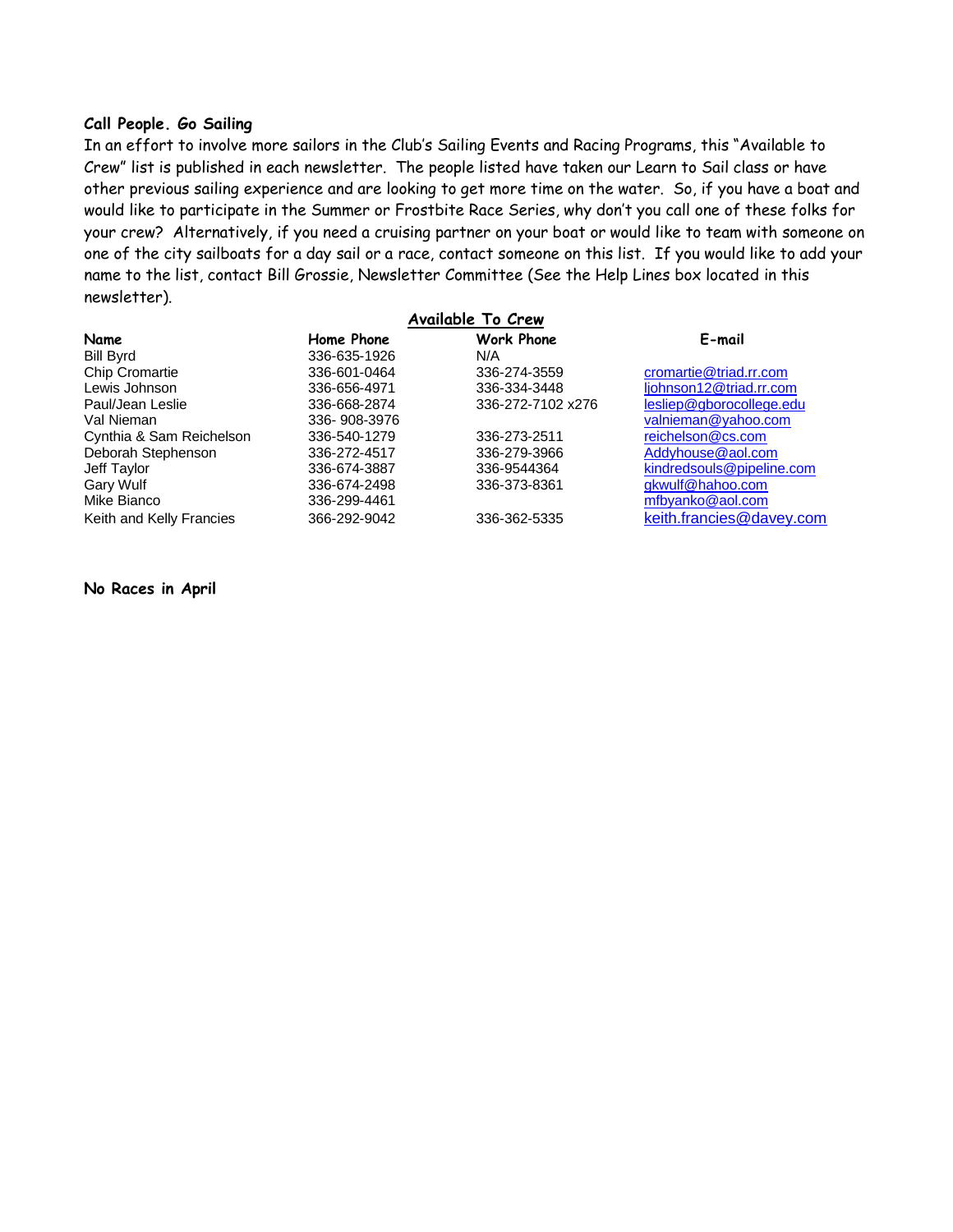**Call People. Go Sailing**

In an effort to involve more sailors in the Club's Sailing Events and Racing Programs, this "Available to Crew" list is published in each newsletter. The people listed have taken our Learn to Sail class or have other previous sailing experience and are looking to get more time on the water. So, if you have a boat and would like to participate in the Summer or Frostbite Race Series, why don't you call one of these folks for your crew? Alternatively, if you need a cruising partner on your boat or would like to team with someone on one of the city sailboats for a day sail or a race, contact someone on this list. If you would like to add your name to the list, contact Bill Grossie, Newsletter Committee (See the Help Lines box located in this newsletter).

**Available To Crew**

| Name | Home Phone | Work Phone | E-mail |
|---|---|---|---|
| Bill Byrd | 336-635-1926 | N/A | |
| Chip Cromartie | 336-601-0464 | 336-274-3559 | cromartie@triad.rr.com |
| Lewis Johnson | 336-656-4971 | 336-334-3448 | ljohnson12@triad.rr.com |
| Paul/Jean Leslie | 336-668-2874 | 336-272-7102 x276 | lesliep@gborocollege.edu |
| Val Nieman | 336- 908-3976 | | valnieman@yahoo.com |
| Cynthia & Sam Reichelson | 336-540-1279 | 336-273-2511 | reichelson@cs.com |
| Deborah Stephenson | 336-272-4517 | 336-279-3966 | Addyhouse@aol.com |
| Jeff Taylor | 336-674-3887 | 336-9544364 | kindredsouls@pipeline.com |
| Gary Wulf | 336-674-2498 | 336-373-8361 | gkwulf@hahoo.com |
| Mike Bianco | 336-299-4461 | | mfbyanko@aol.com |
| Keith and Kelly Francies | 366-292-9042 | 336-362-5335 | keith.francies@davey.com |

**No Races in April**